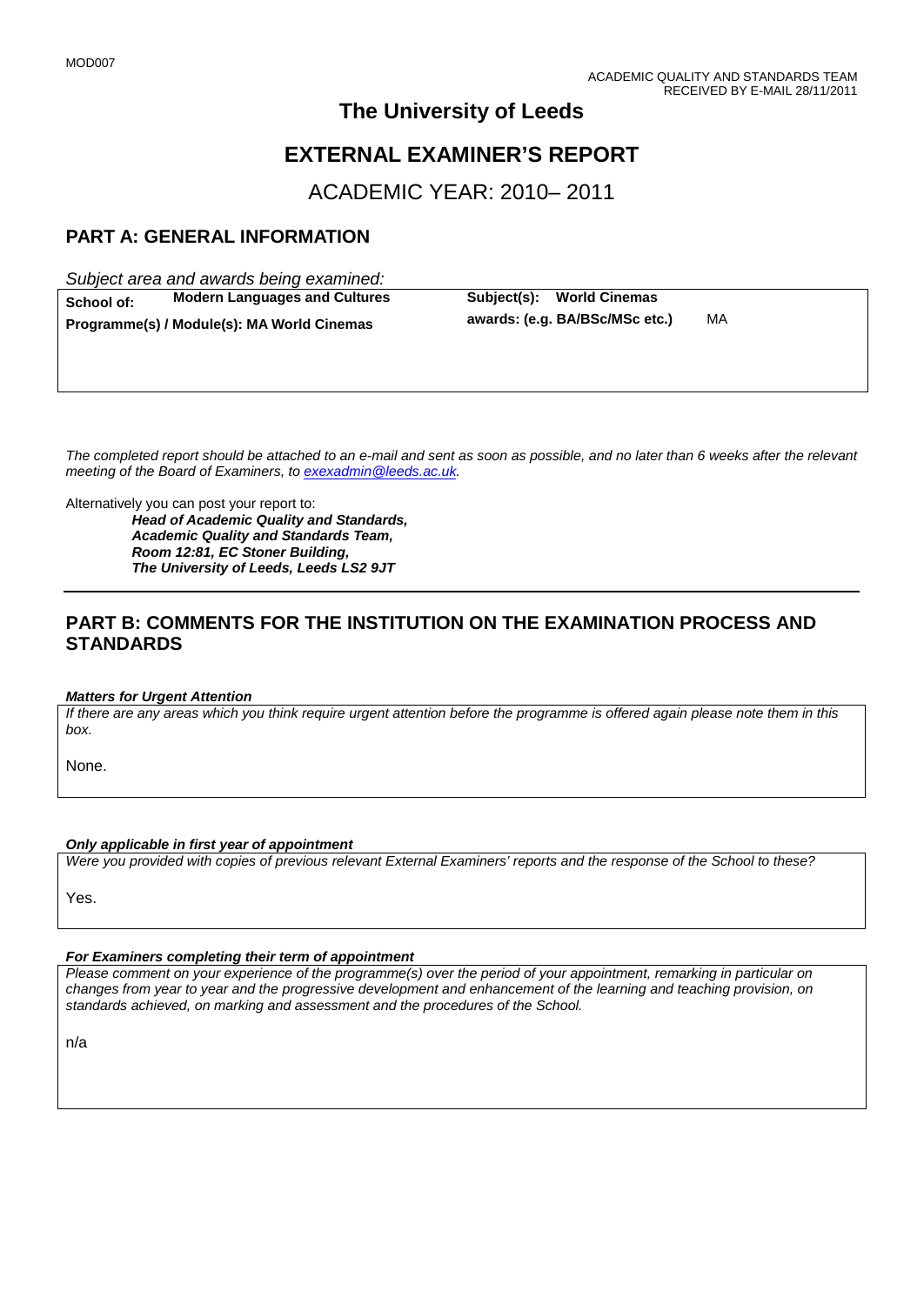MOD007

ACADEMIC QUALITY AND STANDARDS TEAM
RECEIVED BY E-MAIL 28/11/2011

# The University of Leeds

# EXTERNAL EXAMINER'S REPORT

## ACADEMIC YEAR: 2010– 2011

## PART A: GENERAL INFORMATION

*Subject area and awards being examined:*

| | |
|---|---|
| **School of:** **Modern Languages and Cultures** | **Subject(s):** **World Cinemas** |
| **Programme(s) / Module(s): MA World Cinemas** | **awards: (e.g. BA/BSc/MSc etc.)** MA |

*The completed report should be attached to an e-mail and sent as soon as possible, and no later than 6 weeks after the relevant meeting of the Board of Examiners, to exexadmin@leeds.ac.uk.*

Alternatively you can post your report to:

***Head of Academic Quality and Standards,***
***Academic Quality and Standards Team,***
***Room 12:81, EC Stoner Building,***
***The University of Leeds, Leeds LS2 9JT***

## PART B: COMMENTS FOR THE INSTITUTION ON THE EXAMINATION PROCESS AND STANDARDS

***Matters for Urgent Attention***

*If there are any areas which you think require urgent attention before the programme is offered again please note them in this box.*

None.

***Only applicable in first year of appointment***

*Were you provided with copies of previous relevant External Examiners' reports and the response of the School to these?*

Yes.

***For Examiners completing their term of appointment***

*Please comment on your experience of the programme(s) over the period of your appointment, remarking in particular on changes from year to year and the progressive development and enhancement of the learning and teaching provision, on standards achieved, on marking and assessment and the procedures of the School.*

n/a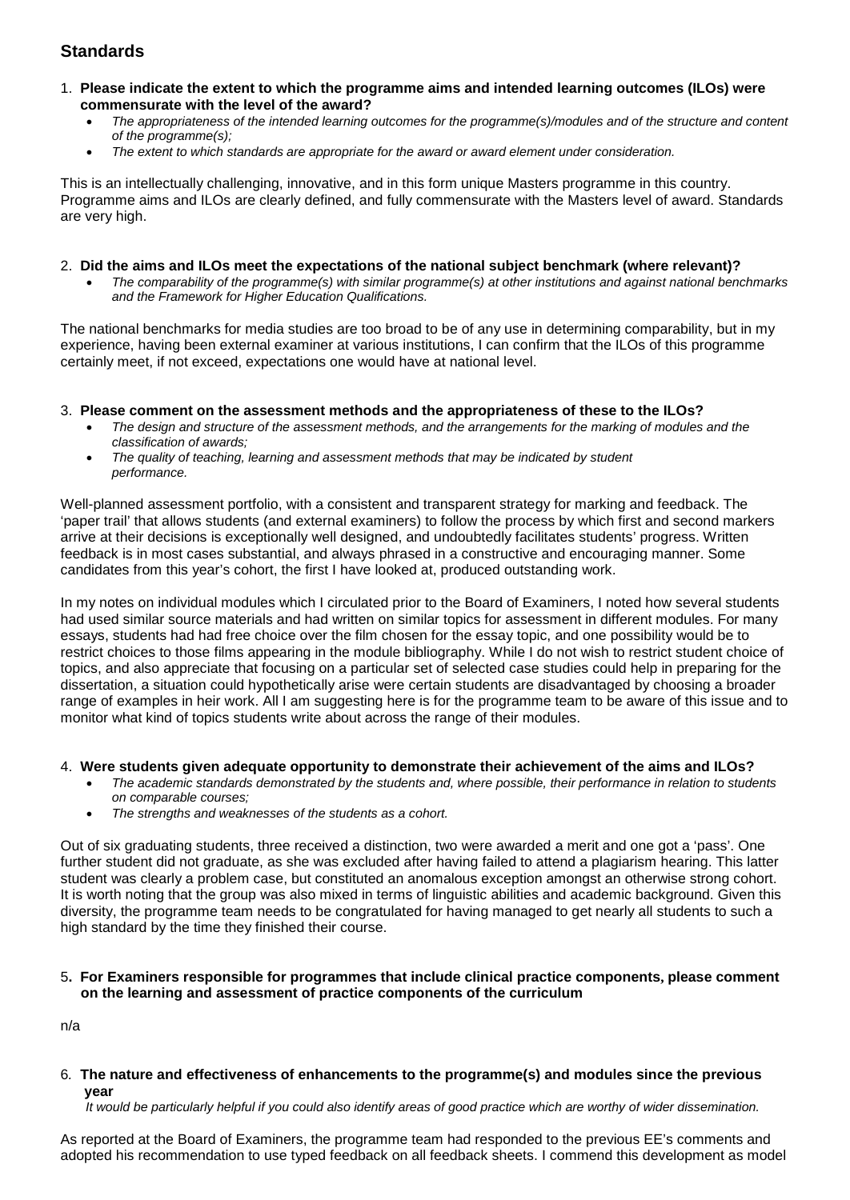## Standards

1. **Please indicate the extent to which the programme aims and intended learning outcomes (ILOs) were commensurate with the level of the award?**
   - *The appropriateness of the intended learning outcomes for the programme(s)/modules and of the structure and content of the programme(s);*
   - *The extent to which standards are appropriate for the award or award element under consideration.*

This is an intellectually challenging, innovative, and in this form unique Masters programme in this country. Programme aims and ILOs are clearly defined, and fully commensurate with the Masters level of award. Standards are very high.

2. **Did the aims and ILOs meet the expectations of the national subject benchmark (where relevant)?**
   - *The comparability of the programme(s) with similar programme(s) at other institutions and against national benchmarks and the Framework for Higher Education Qualifications.*

The national benchmarks for media studies are too broad to be of any use in determining comparability, but in my experience, having been external examiner at various institutions, I can confirm that the ILOs of this programme certainly meet, if not exceed, expectations one would have at national level.

3. **Please comment on the assessment methods and the appropriateness of these to the ILOs?**
   - *The design and structure of the assessment methods, and the arrangements for the marking of modules and the classification of awards;*
   - *The quality of teaching, learning and assessment methods that may be indicated by student performance.*

Well-planned assessment portfolio, with a consistent and transparent strategy for marking and feedback. The 'paper trail' that allows students (and external examiners) to follow the process by which first and second markers arrive at their decisions is exceptionally well designed, and undoubtedly facilitates students' progress. Written feedback is in most cases substantial, and always phrased in a constructive and encouraging manner. Some candidates from this year's cohort, the first I have looked at, produced outstanding work.

In my notes on individual modules which I circulated prior to the Board of Examiners, I noted how several students had used similar source materials and had written on similar topics for assessment in different modules. For many essays, students had had free choice over the film chosen for the essay topic, and one possibility would be to restrict choices to those films appearing in the module bibliography. While I do not wish to restrict student choice of topics, and also appreciate that focusing on a particular set of selected case studies could help in preparing for the dissertation, a situation could hypothetically arise were certain students are disadvantaged by choosing a broader range of examples in heir work. All I am suggesting here is for the programme team to be aware of this issue and to monitor what kind of topics students write about across the range of their modules.

4. **Were students given adequate opportunity to demonstrate their achievement of the aims and ILOs?**
   - *The academic standards demonstrated by the students and, where possible, their performance in relation to students on comparable courses;*
   - *The strengths and weaknesses of the students as a cohort.*

Out of six graduating students, three received a distinction, two were awarded a merit and one got a 'pass'. One further student did not graduate, as she was excluded after having failed to attend a plagiarism hearing. This latter student was clearly a problem case, but constituted an anomalous exception amongst an otherwise strong cohort. It is worth noting that the group was also mixed in terms of linguistic abilities and academic background. Given this diversity, the programme team needs to be congratulated for having managed to get nearly all students to such a high standard by the time they finished their course.

5. **For Examiners responsible for programmes that include clinical practice components, please comment on the learning and assessment of practice components of the curriculum**

n/a

6. **The nature and effectiveness of enhancements to the programme(s) and modules since the previous year**

   *It would be particularly helpful if you could also identify areas of good practice which are worthy of wider dissemination.*

As reported at the Board of Examiners, the programme team had responded to the previous EE's comments and adopted his recommendation to use typed feedback on all feedback sheets. I commend this development as model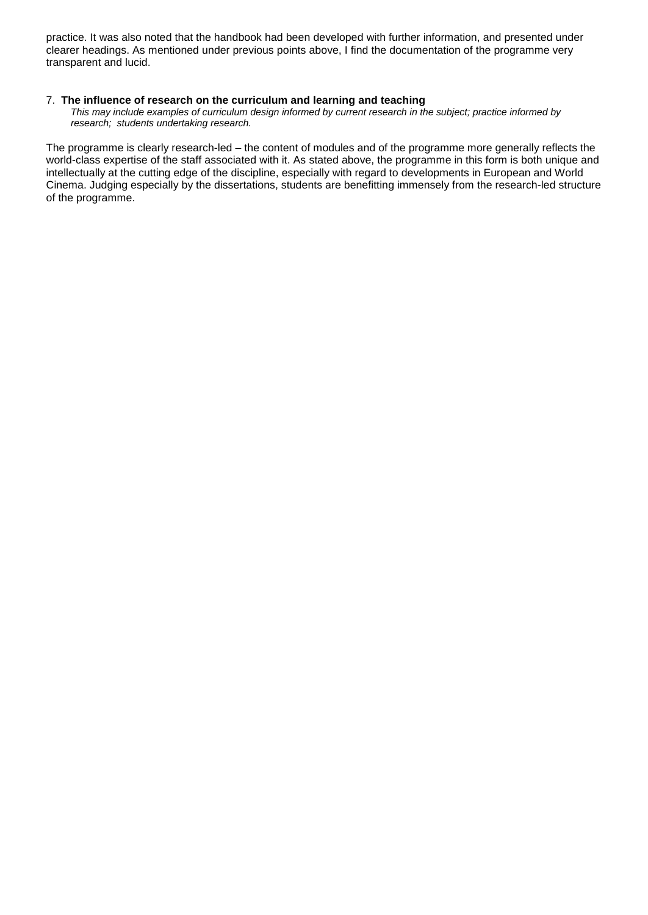practice. It was also noted that the handbook had been developed with further information, and presented under clearer headings. As mentioned under previous points above, I find the documentation of the programme very transparent and lucid.

7. **The influence of research on the curriculum and learning and teaching**
   *This may include examples of curriculum design informed by current research in the subject; practice informed by research; students undertaking research.*

The programme is clearly research-led – the content of modules and of the programme more generally reflects the world-class expertise of the staff associated with it. As stated above, the programme in this form is both unique and intellectually at the cutting edge of the discipline, especially with regard to developments in European and World Cinema. Judging especially by the dissertations, students are benefitting immensely from the research-led structure of the programme.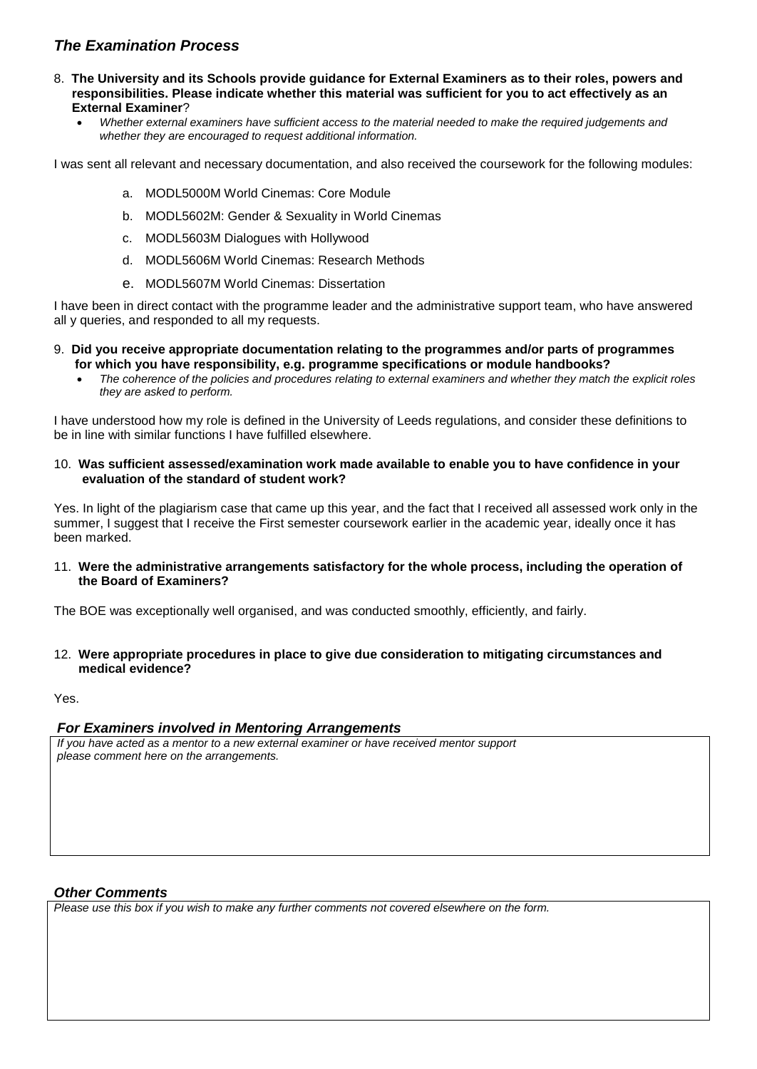## *The Examination Process*

8. **The University and its Schools provide guidance for External Examiners as to their roles, powers and responsibilities. Please indicate whether this material was sufficient for you to act effectively as an External Examiner**?
   - *Whether external examiners have sufficient access to the material needed to make the required judgements and whether they are encouraged to request additional information.*

I was sent all relevant and necessary documentation, and also received the coursework for the following modules:

a. MODL5000M World Cinemas: Core Module

b. MODL5602M: Gender & Sexuality in World Cinemas

c. MODL5603M Dialogues with Hollywood

d. MODL5606M World Cinemas: Research Methods

e. MODL5607M World Cinemas: Dissertation

I have been in direct contact with the programme leader and the administrative support team, who have answered all y queries, and responded to all my requests.

9. **Did you receive appropriate documentation relating to the programmes and/or parts of programmes for which you have responsibility, e.g. programme specifications or module handbooks?**
   - *The coherence of the policies and procedures relating to external examiners and whether they match the explicit roles they are asked to perform.*

I have understood how my role is defined in the University of Leeds regulations, and consider these definitions to be in line with similar functions I have fulfilled elsewhere.

10. **Was sufficient assessed/examination work made available to enable you to have confidence in your evaluation of the standard of student work?**

Yes. In light of the plagiarism case that came up this year, and the fact that I received all assessed work only in the summer, I suggest that I receive the First semester coursework earlier in the academic year, ideally once it has been marked.

11. **Were the administrative arrangements satisfactory for the whole process, including the operation of the Board of Examiners?**

The BOE was exceptionally well organised, and was conducted smoothly, efficiently, and fairly.

12. **Were appropriate procedures in place to give due consideration to mitigating circumstances and medical evidence?**

Yes.

### *For Examiners involved in Mentoring Arrangements*

*If you have acted as a mentor to a new external examiner or have received mentor support please comment here on the arrangements.*

### *Other Comments*

*Please use this box if you wish to make any further comments not covered elsewhere on the form.*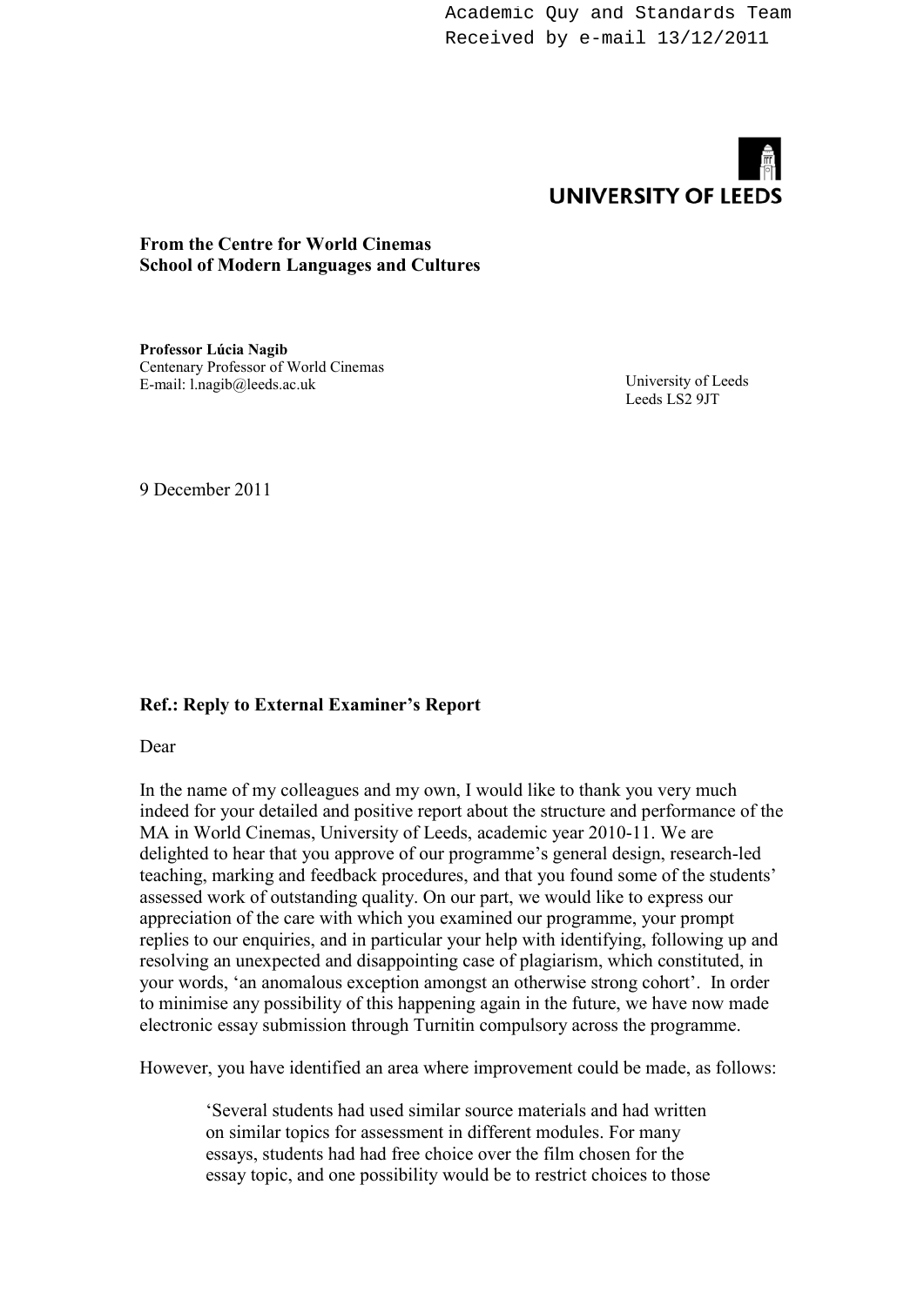Academic Quy and Standards Team
Received by e-mail 13/12/2011

**UNIVERSITY OF LEEDS**

**From the Centre for World Cinemas**
**School of Modern Languages and Cultures**

**Professor Lúcia Nagib**
Centenary Professor of World Cinemas
E-mail: l.nagib@leeds.ac.uk

University of Leeds
Leeds LS2 9JT

9 December 2011

**Ref.: Reply to External Examiner's Report**

Dear

In the name of my colleagues and my own, I would like to thank you very much indeed for your detailed and positive report about the structure and performance of the MA in World Cinemas, University of Leeds, academic year 2010-11. We are delighted to hear that you approve of our programme's general design, research-led teaching, marking and feedback procedures, and that you found some of the students' assessed work of outstanding quality. On our part, we would like to express our appreciation of the care with which you examined our programme, your prompt replies to our enquiries, and in particular your help with identifying, following up and resolving an unexpected and disappointing case of plagiarism, which constituted, in your words, 'an anomalous exception amongst an otherwise strong cohort'. In order to minimise any possibility of this happening again in the future, we have now made electronic essay submission through Turnitin compulsory across the programme.

However, you have identified an area where improvement could be made, as follows:

> 'Several students had used similar source materials and had written on similar topics for assessment in different modules. For many essays, students had had free choice over the film chosen for the essay topic, and one possibility would be to restrict choices to those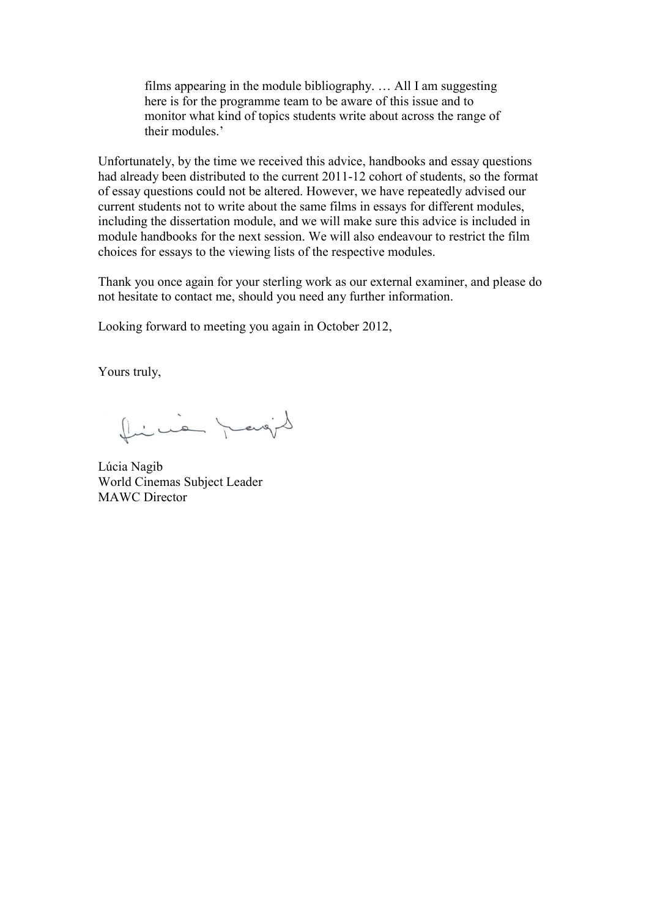> films appearing in the module bibliography. … All I am suggesting here is for the programme team to be aware of this issue and to monitor what kind of topics students write about across the range of their modules.'

Unfortunately, by the time we received this advice, handbooks and essay questions had already been distributed to the current 2011-12 cohort of students, so the format of essay questions could not be altered. However, we have repeatedly advised our current students not to write about the same films in essays for different modules, including the dissertation module, and we will make sure this advice is included in module handbooks for the next session. We will also endeavour to restrict the film choices for essays to the viewing lists of the respective modules.

Thank you once again for your sterling work as our external examiner, and please do not hesitate to contact me, should you need any further information.

Looking forward to meeting you again in October 2012,

Yours truly,

Lúcia Nagib
World Cinemas Subject Leader
MAWC Director